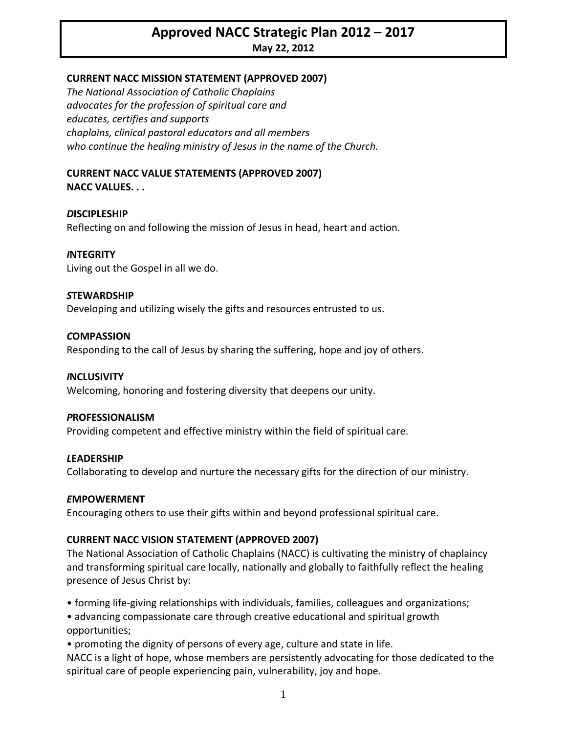# Approved NACC Strategic Plan 2012 – 2017

**May 22, 2012**

**CURRENT NACC MISSION STATEMENT (APPROVED 2007)**

*The National Association of Catholic Chaplains*
*advocates for the profession of spiritual care and*
*educates, certifies and supports*
*chaplains, clinical pastoral educators and all members*
*who continue the healing ministry of Jesus in the name of the Church.*

**CURRENT NACC VALUE STATEMENTS (APPROVED 2007)**
**NACC VALUES. . .**

***D*ISCIPLESHIP**
Reflecting on and following the mission of Jesus in head, heart and action.

***I*NTEGRITY**
Living out the Gospel in all we do.

***S*TEWARDSHIP**
Developing and utilizing wisely the gifts and resources entrusted to us.

***C*OMPASSION**
Responding to the call of Jesus by sharing the suffering, hope and joy of others.

***I*NCLUSIVITY**
Welcoming, honoring and fostering diversity that deepens our unity.

***P*ROFESSIONALISM**
Providing competent and effective ministry within the field of spiritual care.

***L*EADERSHIP**
Collaborating to develop and nurture the necessary gifts for the direction of our ministry.

***E*MPOWERMENT**
Encouraging others to use their gifts within and beyond professional spiritual care.

**CURRENT NACC VISION STATEMENT (APPROVED 2007)**

The National Association of Catholic Chaplains (NACC) is cultivating the ministry of chaplaincy and transforming spiritual care locally, nationally and globally to faithfully reflect the healing presence of Jesus Christ by:

- forming life-giving relationships with individuals, families, colleagues and organizations;
- advancing compassionate care through creative educational and spiritual growth opportunities;
- promoting the dignity of persons of every age, culture and state in life.

NACC is a light of hope, whose members are persistently advocating for those dedicated to the spiritual care of people experiencing pain, vulnerability, joy and hope.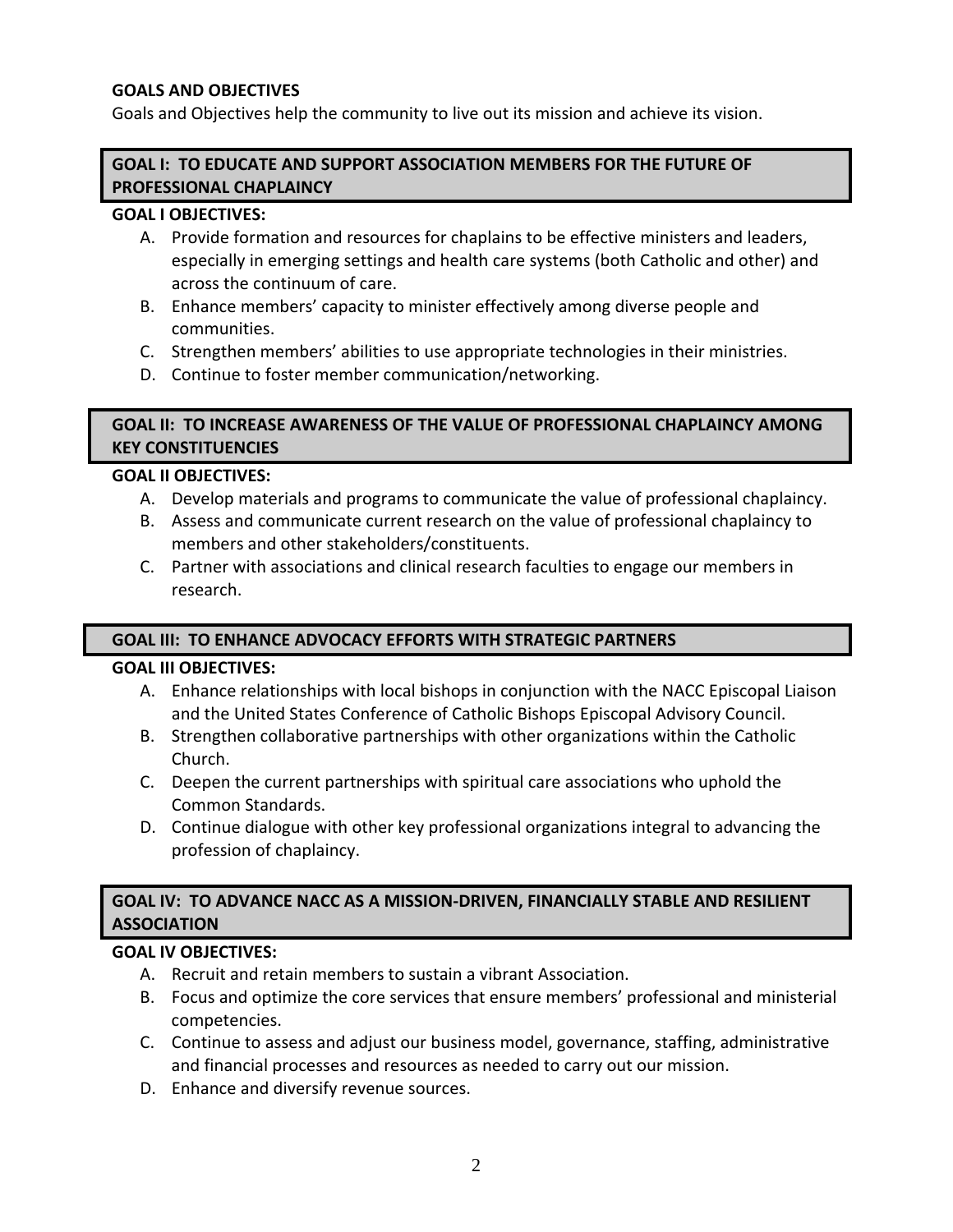## GOALS AND OBJECTIVES

Goals and Objectives help the community to live out its mission and achieve its vision.

### GOAL I: TO EDUCATE AND SUPPORT ASSOCIATION MEMBERS FOR THE FUTURE OF PROFESSIONAL CHAPLAINCY

**GOAL I OBJECTIVES:**

A. Provide formation and resources for chaplains to be effective ministers and leaders, especially in emerging settings and health care systems (both Catholic and other) and across the continuum of care.
B. Enhance members' capacity to minister effectively among diverse people and communities.
C. Strengthen members' abilities to use appropriate technologies in their ministries.
D. Continue to foster member communication/networking.

### GOAL II: TO INCREASE AWARENESS OF THE VALUE OF PROFESSIONAL CHAPLAINCY AMONG KEY CONSTITUENCIES

**GOAL II OBJECTIVES:**

A. Develop materials and programs to communicate the value of professional chaplaincy.
B. Assess and communicate current research on the value of professional chaplaincy to members and other stakeholders/constituents.
C. Partner with associations and clinical research faculties to engage our members in research.

### GOAL III: TO ENHANCE ADVOCACY EFFORTS WITH STRATEGIC PARTNERS

**GOAL III OBJECTIVES:**

A. Enhance relationships with local bishops in conjunction with the NACC Episcopal Liaison and the United States Conference of Catholic Bishops Episcopal Advisory Council.
B. Strengthen collaborative partnerships with other organizations within the Catholic Church.
C. Deepen the current partnerships with spiritual care associations who uphold the Common Standards.
D. Continue dialogue with other key professional organizations integral to advancing the profession of chaplaincy.

### GOAL IV: TO ADVANCE NACC AS A MISSION-DRIVEN, FINANCIALLY STABLE AND RESILIENT ASSOCIATION

**GOAL IV OBJECTIVES:**

A. Recruit and retain members to sustain a vibrant Association.
B. Focus and optimize the core services that ensure members' professional and ministerial competencies.
C. Continue to assess and adjust our business model, governance, staffing, administrative and financial processes and resources as needed to carry out our mission.
D. Enhance and diversify revenue sources.